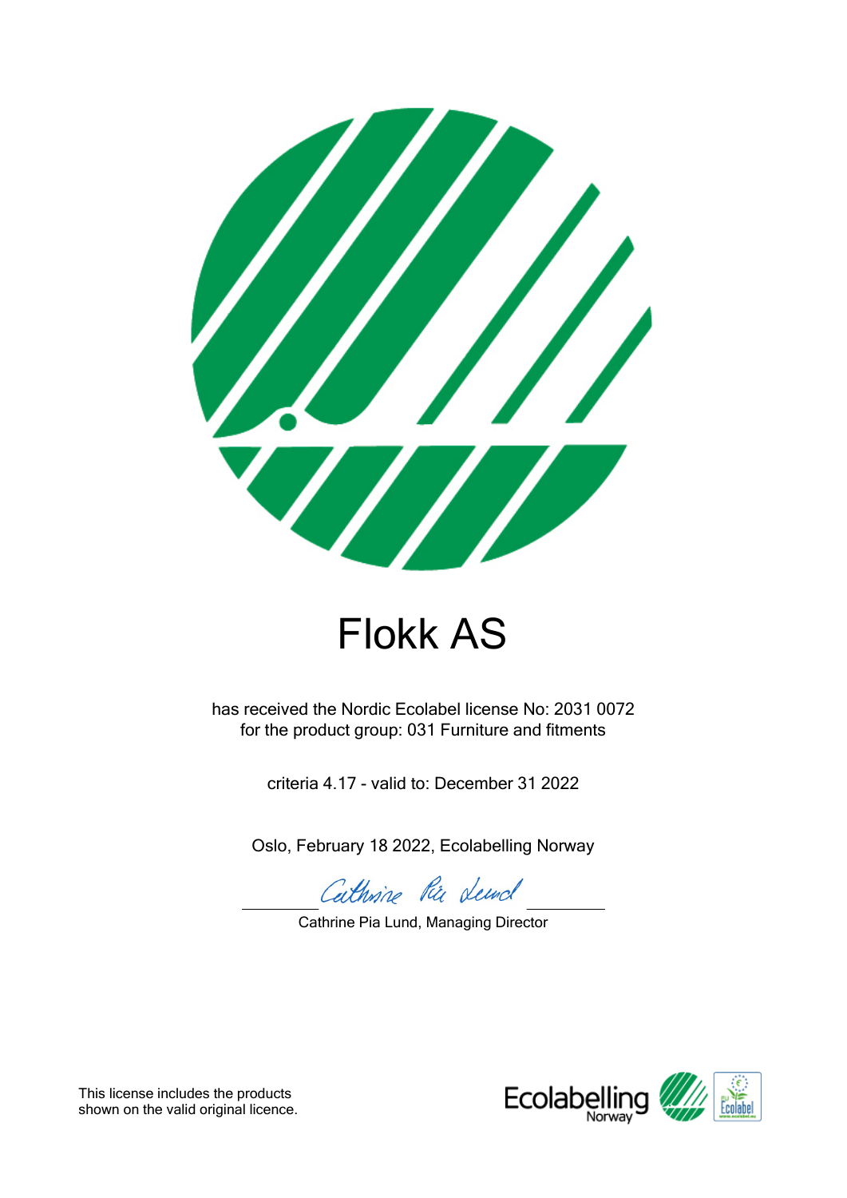# Flokk AS

has received the Nordic Ecolabel license No: 2031 0072
for the product group: 031 Furniture and fitments

criteria 4.17 - valid to: December 31 2022

Oslo, February 18 2022, Ecolabelling Norway

Cathrine Pia Lund, Managing Director

This license includes the products
shown on the valid original licence.

Ecolabelling Norway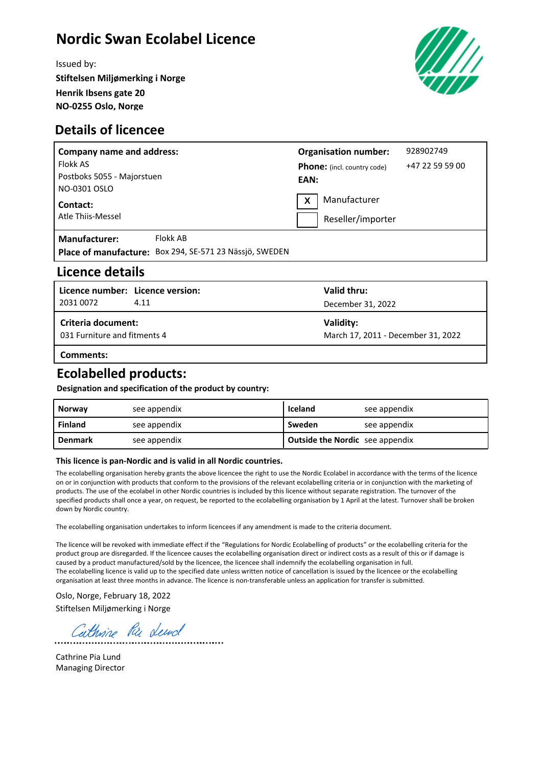# Nordic Swan Ecolabel Licence

Issued by:
**Stiftelsen Miljømerking i Norge**
**Henrik Ibsens gate 20**
**NO-0255 Oslo, Norge**

## Details of licencee

| **Company name and address:** | **Organisation number:** | 928902749 |
|---|---|---|
| Flokk AS | **Phone:** (incl. country code) | +47 22 59 59 00 |
| Postboks 5055 - Majorstuen | **EAN:** | |
| NO-0301 OSLO | X | Manufacturer |
| **Contact:** Atle Thiis-Messel | | Reseller/importer |

**Manufacturer:** Flokk AB
**Place of manufacture:** Box 294, SE-571 23 Nässjö, SWEDEN

## Licence details

| **Licence number:** | **Licence version:** | **Valid thru:** |
|---|---|---|
| 2031 0072 | 4.11 | December 31, 2022 |

| **Criteria document:** | **Validity:** |
|---|---|
| 031 Furniture and fitments 4 | March 17, 2011 - December 31, 2022 |

**Comments:**

## Ecolabelled products:

**Designation and specification of the product by country:**

| | | | |
|---|---|---|---|
| **Norway** | see appendix | **Iceland** | see appendix |
| **Finland** | see appendix | **Sweden** | see appendix |
| **Denmark** | see appendix | **Outside the Nordic** | see appendix |

**This licence is pan-Nordic and is valid in all Nordic countries.**

The ecolabelling organisation hereby grants the above licencee the right to use the Nordic Ecolabel in accordance with the terms of the licence on or in conjunction with products that conform to the provisions of the relevant ecolabelling criteria or in conjunction with the marketing of products. The use of the ecolabel in other Nordic countries is included by this licence without separate registration. The turnover of the specified products shall once a year, on request, be reported to the ecolabelling organisation by 1 April at the latest. Turnover shall be broken down by Nordic country.

The ecolabelling organisation undertakes to inform licencees if any amendment is made to the criteria document.

The licence will be revoked with immediate effect if the "Regulations for Nordic Ecolabelling of products" or the ecolabelling criteria for the product group are disregarded. If the licencee causes the ecolabelling organisation direct or indirect costs as a result of this or if damage is caused by a product manufactured/sold by the licencee, the licencee shall indemnify the ecolabelling organisation in full.
The ecolabelling licence is valid up to the specified date unless written notice of cancellation is issued by the licencee or the ecolabelling organisation at least three months in advance. The licence is non-transferable unless an application for transfer is submitted.

Oslo, Norge, February 18, 2022
Stiftelsen Miljømerking i Norge

Cathrine Pia Lund
Managing Director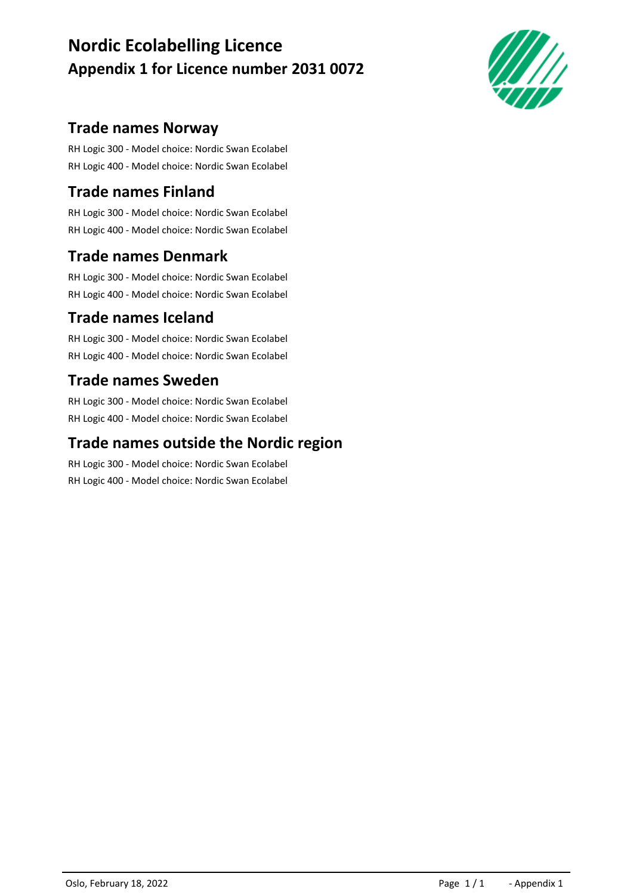# Nordic Ecolabelling Licence

## Appendix 1 for Licence number 2031 0072

## Trade names Norway

RH Logic 300 - Model choice: Nordic Swan Ecolabel

RH Logic 400 - Model choice: Nordic Swan Ecolabel

## Trade names Finland

RH Logic 300 - Model choice: Nordic Swan Ecolabel

RH Logic 400 - Model choice: Nordic Swan Ecolabel

## Trade names Denmark

RH Logic 300 - Model choice: Nordic Swan Ecolabel

RH Logic 400 - Model choice: Nordic Swan Ecolabel

## Trade names Iceland

RH Logic 300 - Model choice: Nordic Swan Ecolabel

RH Logic 400 - Model choice: Nordic Swan Ecolabel

## Trade names Sweden

RH Logic 300 - Model choice: Nordic Swan Ecolabel

RH Logic 400 - Model choice: Nordic Swan Ecolabel

## Trade names outside the Nordic region

RH Logic 300 - Model choice: Nordic Swan Ecolabel

RH Logic 400 - Model choice: Nordic Swan Ecolabel

Oslo, February 18, 2022